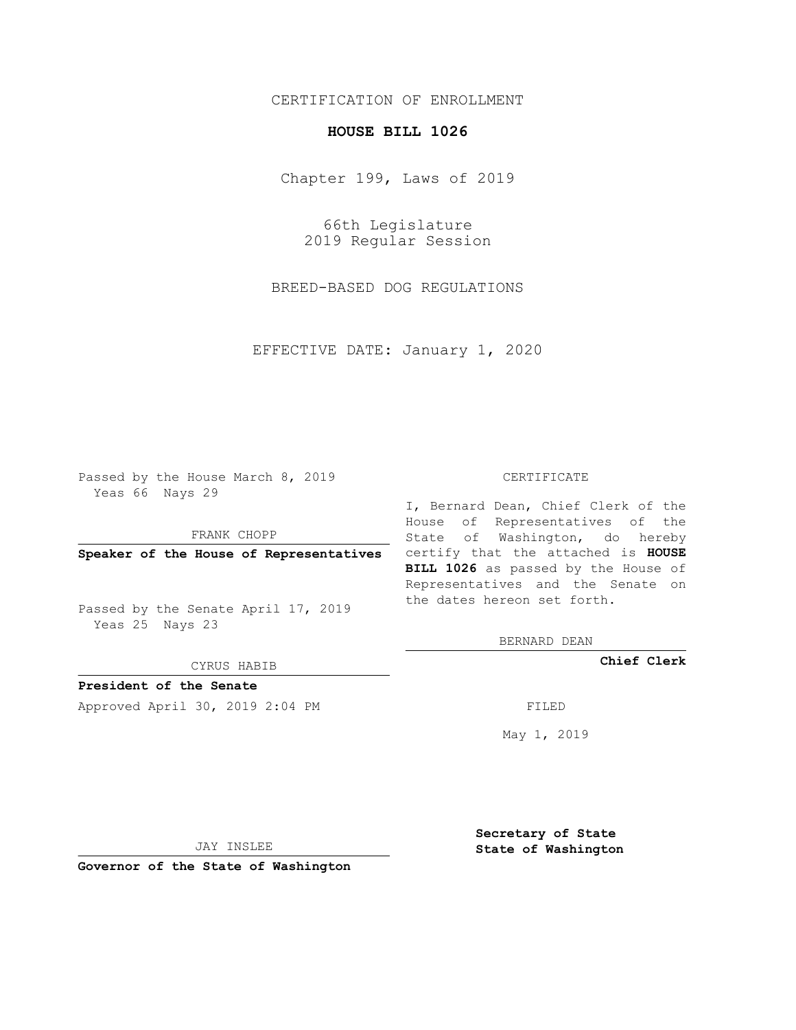CERTIFICATION OF ENROLLMENT

**HOUSE BILL 1026**

Chapter 199, Laws of 2019

66th Legislature
2019 Regular Session

BREED-BASED DOG REGULATIONS

EFFECTIVE DATE: January 1, 2020

Passed by the House March 8, 2019
Yeas 66 Nays 29

FRANK CHOPP

**Speaker of the House of Representatives**

Passed by the Senate April 17, 2019
Yeas 25 Nays 23

CYRUS HABIB

**President of the Senate**

Approved April 30, 2019 2:04 PM

JAY INSLEE

**Governor of the State of Washington**

CERTIFICATE

I, Bernard Dean, Chief Clerk of the House of Representatives of the State of Washington, do hereby certify that the attached is **HOUSE BILL 1026** as passed by the House of Representatives and the Senate on the dates hereon set forth.

BERNARD DEAN

**Chief Clerk**

FILED

May 1, 2019

**Secretary of State**
**State of Washington**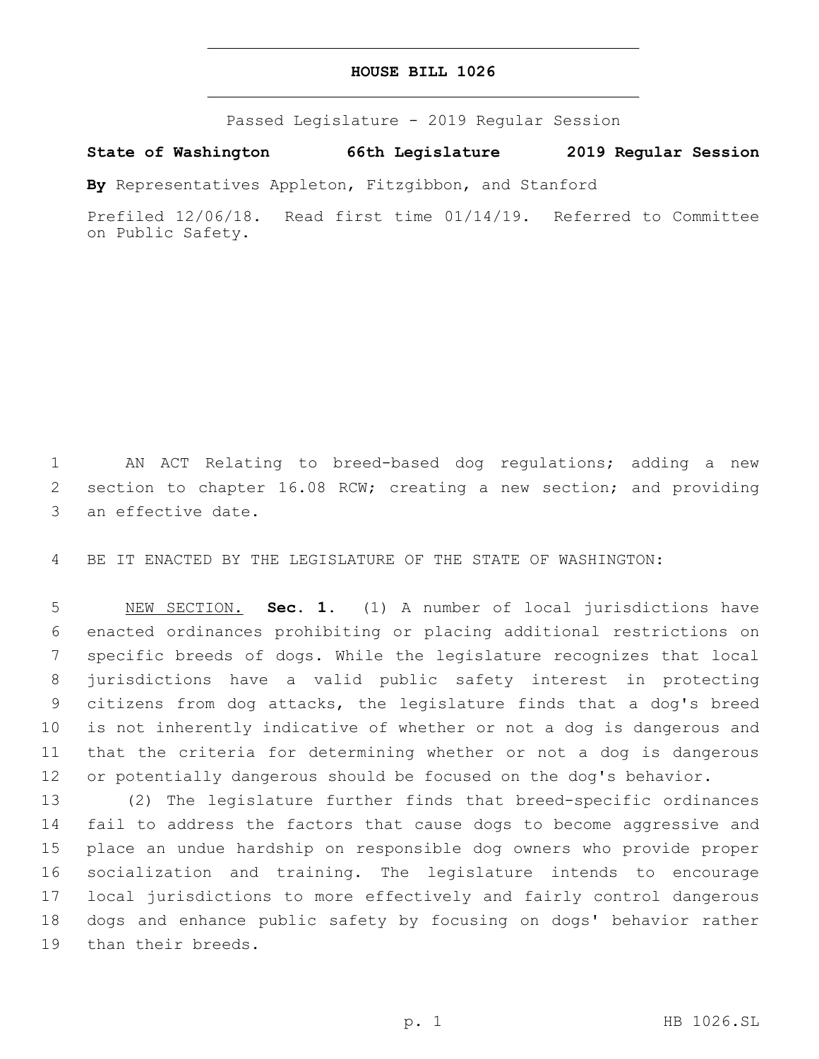# HOUSE BILL 1026

Passed Legislature - 2019 Regular Session

**State of Washington 66th Legislature 2019 Regular Session**

**By** Representatives Appleton, Fitzgibbon, and Stanford

Prefiled 12/06/18. Read first time 01/14/19. Referred to Committee on Public Safety.

AN ACT Relating to breed-based dog regulations; adding a new section to chapter 16.08 RCW; creating a new section; and providing an effective date.

BE IT ENACTED BY THE LEGISLATURE OF THE STATE OF WASHINGTON:

NEW SECTION. **Sec. 1.** (1) A number of local jurisdictions have enacted ordinances prohibiting or placing additional restrictions on specific breeds of dogs. While the legislature recognizes that local jurisdictions have a valid public safety interest in protecting citizens from dog attacks, the legislature finds that a dog's breed is not inherently indicative of whether or not a dog is dangerous and that the criteria for determining whether or not a dog is dangerous or potentially dangerous should be focused on the dog's behavior.

(2) The legislature further finds that breed-specific ordinances fail to address the factors that cause dogs to become aggressive and place an undue hardship on responsible dog owners who provide proper socialization and training. The legislature intends to encourage local jurisdictions to more effectively and fairly control dangerous dogs and enhance public safety by focusing on dogs' behavior rather than their breeds.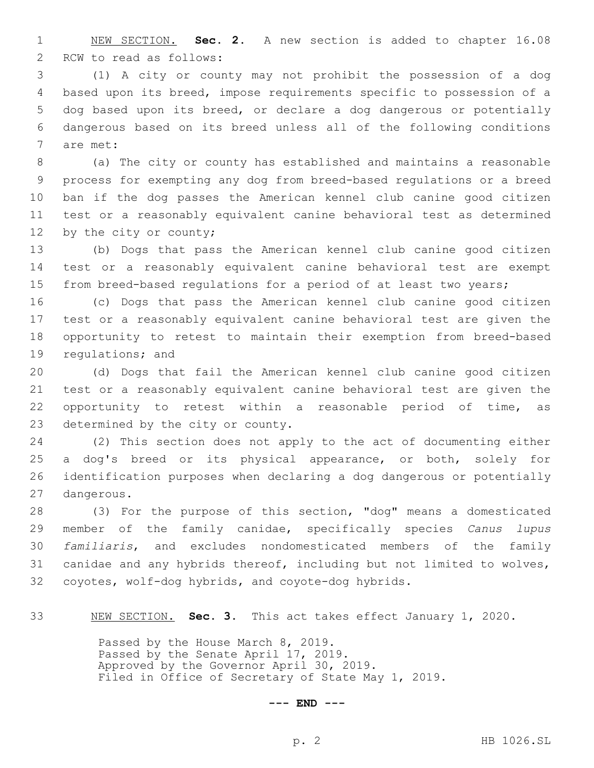NEW SECTION. **Sec. 2.** A new section is added to chapter 16.08 RCW to read as follows:

(1) A city or county may not prohibit the possession of a dog based upon its breed, impose requirements specific to possession of a dog based upon its breed, or declare a dog dangerous or potentially dangerous based on its breed unless all of the following conditions are met:

(a) The city or county has established and maintains a reasonable process for exempting any dog from breed-based regulations or a breed ban if the dog passes the American kennel club canine good citizen test or a reasonably equivalent canine behavioral test as determined by the city or county;

(b) Dogs that pass the American kennel club canine good citizen test or a reasonably equivalent canine behavioral test are exempt from breed-based regulations for a period of at least two years;

(c) Dogs that pass the American kennel club canine good citizen test or a reasonably equivalent canine behavioral test are given the opportunity to retest to maintain their exemption from breed-based regulations; and

(d) Dogs that fail the American kennel club canine good citizen test or a reasonably equivalent canine behavioral test are given the opportunity to retest within a reasonable period of time, as determined by the city or county.

(2) This section does not apply to the act of documenting either a dog's breed or its physical appearance, or both, solely for identification purposes when declaring a dog dangerous or potentially dangerous.

(3) For the purpose of this section, "dog" means a domesticated member of the family canidae, specifically species *Canus lupus familiaris*, and excludes nondomesticated members of the family canidae and any hybrids thereof, including but not limited to wolves, coyotes, wolf-dog hybrids, and coyote-dog hybrids.

NEW SECTION. **Sec. 3.** This act takes effect January 1, 2020.

Passed by the House March 8, 2019.
Passed by the Senate April 17, 2019.
Approved by the Governor April 30, 2019.
Filed in Office of Secretary of State May 1, 2019.

**--- END ---**